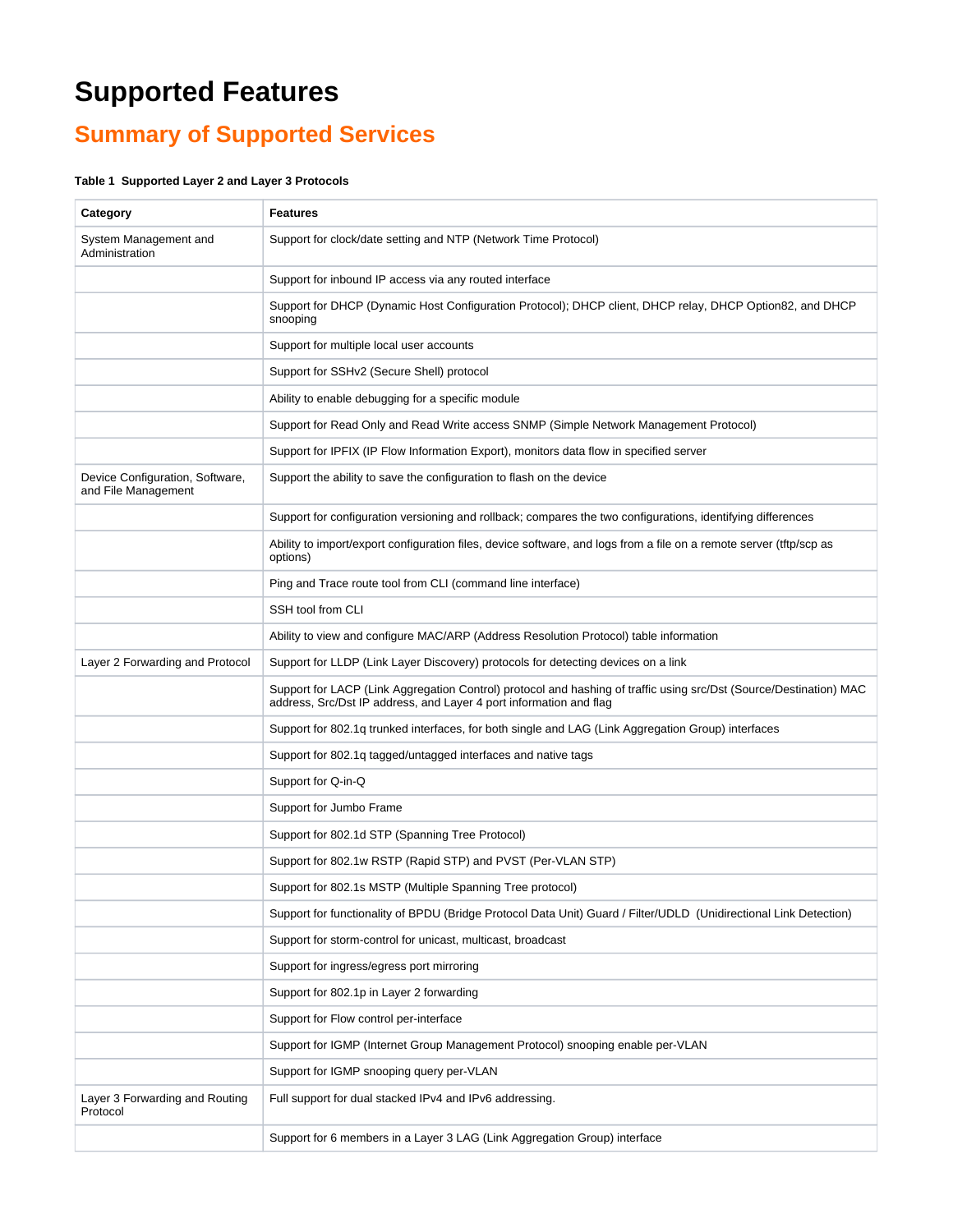# Supported Features

## Summary of Supported Services

**Table 1 Supported Layer 2 and Layer 3 Protocols**

| Category | Features |
|---|---|
| System Management and Administration | Support for clock/date setting and NTP (Network Time Protocol) |
| | Support for inbound IP access via any routed interface |
| | Support for DHCP (Dynamic Host Configuration Protocol); DHCP client, DHCP relay, DHCP Option82, and DHCP snooping |
| | Support for multiple local user accounts |
| | Support for SSHv2 (Secure Shell) protocol |
| | Ability to enable debugging for a specific module |
| | Support for Read Only and Read Write access SNMP (Simple Network Management Protocol) |
| | Support for IPFIX (IP Flow Information Export), monitors data flow in specified server |
| Device Configuration, Software, and File Management | Support the ability to save the configuration to flash on the device |
| | Support for configuration versioning and rollback; compares the two configurations, identifying differences |
| | Ability to import/export configuration files, device software, and logs from a file on a remote server (tftp/scp as options) |
| | Ping and Trace route tool from CLI (command line interface) |
| | SSH tool from CLI |
| | Ability to view and configure MAC/ARP (Address Resolution Protocol) table information |
| Layer 2 Forwarding and Protocol | Support for LLDP (Link Layer Discovery) protocols for detecting devices on a link |
| | Support for LACP (Link Aggregation Control) protocol and hashing of traffic using src/Dst (Source/Destination) MAC address, Src/Dst IP address, and Layer 4 port information and flag |
| | Support for 802.1q trunked interfaces, for both single and LAG (Link Aggregation Group) interfaces |
| | Support for 802.1q tagged/untagged interfaces and native tags |
| | Support for Q-in-Q |
| | Support for Jumbo Frame |
| | Support for 802.1d STP (Spanning Tree Protocol) |
| | Support for 802.1w RSTP (Rapid STP) and PVST (Per-VLAN STP) |
| | Support for 802.1s MSTP (Multiple Spanning Tree protocol) |
| | Support for functionality of BPDU (Bridge Protocol Data Unit) Guard / Filter/UDLD (Unidirectional Link Detection) |
| | Support for storm-control for unicast, multicast, broadcast |
| | Support for ingress/egress port mirroring |
| | Support for 802.1p in Layer 2 forwarding |
| | Support for Flow control per-interface |
| | Support for IGMP (Internet Group Management Protocol) snooping enable per-VLAN |
| | Support for IGMP snooping query per-VLAN |
| Layer 3 Forwarding and Routing Protocol | Full support for dual stacked IPv4 and IPv6 addressing. |
| | Support for 6 members in a Layer 3 LAG (Link Aggregation Group) interface |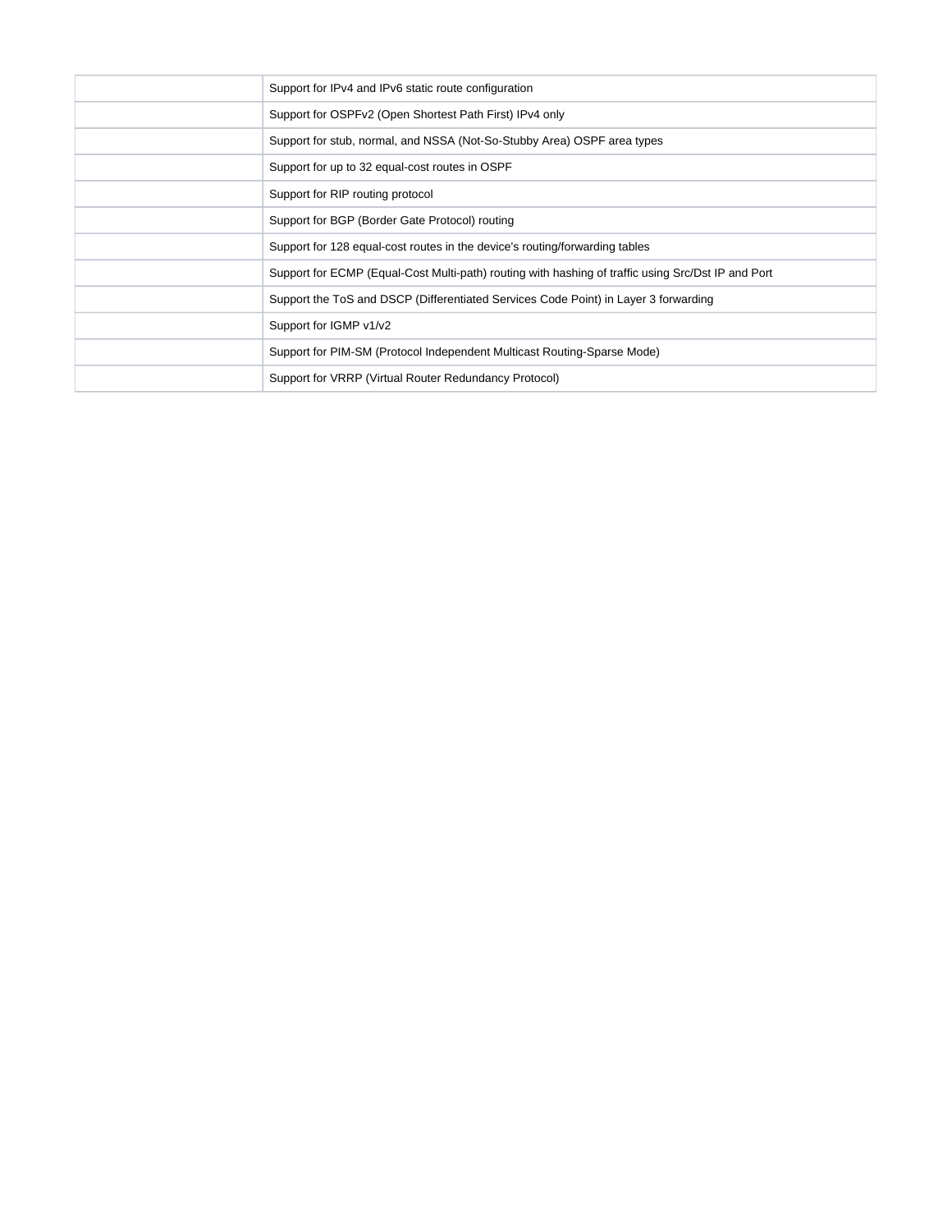| | |
|---|---|
| | Support for IPv4 and IPv6 static route configuration |
| | Support for OSPFv2 (Open Shortest Path First) IPv4 only |
| | Support for stub, normal, and NSSA (Not-So-Stubby Area) OSPF area types |
| | Support for up to 32 equal-cost routes in OSPF |
| | Support for RIP routing protocol |
| | Support for BGP (Border Gate Protocol) routing |
| | Support for 128 equal-cost routes in the device's routing/forwarding tables |
| | Support for ECMP (Equal-Cost Multi-path) routing with hashing of traffic using Src/Dst IP and Port |
| | Support the ToS and DSCP (Differentiated Services Code Point) in Layer 3 forwarding |
| | Support for IGMP v1/v2 |
| | Support for PIM-SM (Protocol Independent Multicast Routing-Sparse Mode) |
| | Support for VRRP (Virtual Router Redundancy Protocol) |